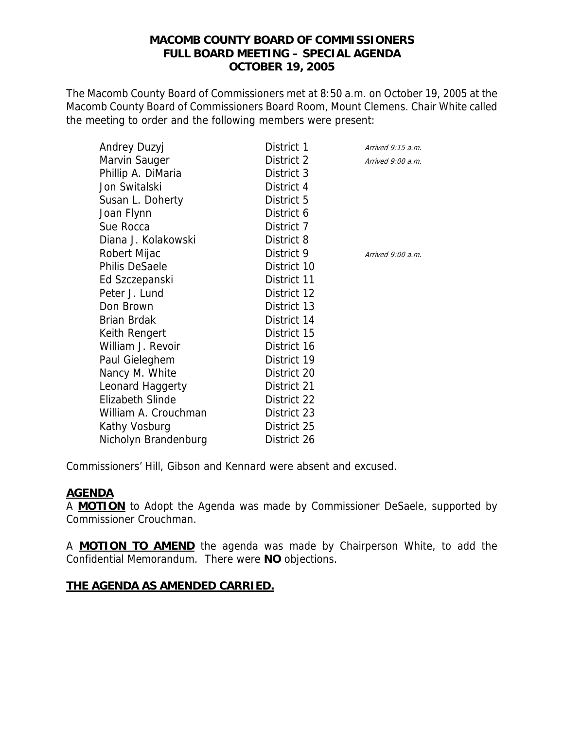# MACOMB COUNTY BOARD OF COMMISSIONERS
## FULL BOARD MEETING – SPECIAL AGENDA
## OCTOBER 19, 2005

The Macomb County Board of Commissioners met at 8:50 a.m. on October 19, 2005 at the Macomb County Board of Commissioners Board Room, Mount Clemens. Chair White called the meeting to order and the following members were present:

| | | |
|---|---|---|
| Andrey Duzyj | District 1 | *Arrived 9:15 a.m.* |
| Marvin Sauger | District 2 | *Arrived 9:00 a.m.* |
| Phillip A. DiMaria | District 3 | |
| Jon Switalski | District 4 | |
| Susan L. Doherty | District 5 | |
| Joan Flynn | District 6 | |
| Sue Rocca | District 7 | |
| Diana J. Kolakowski | District 8 | |
| Robert Mijac | District 9 | *Arrived 9:00 a.m.* |
| Philis DeSaele | District 10 | |
| Ed Szczepanski | District 11 | |
| Peter J. Lund | District 12 | |
| Don Brown | District 13 | |
| Brian Brdak | District 14 | |
| Keith Rengert | District 15 | |
| William J. Revoir | District 16 | |
| Paul Gieleghem | District 19 | |
| Nancy M. White | District 20 | |
| Leonard Haggerty | District 21 | |
| Elizabeth Slinde | District 22 | |
| William A. Crouchman | District 23 | |
| Kathy Vosburg | District 25 | |
| Nicholyn Brandenburg | District 26 | |

Commissioners' Hill, Gibson and Kennard were absent and excused.

**AGENDA**

A **MOTION** to Adopt the Agenda was made by Commissioner DeSaele, supported by Commissioner Crouchman.

A **MOTION TO AMEND** the agenda was made by Chairperson White, to add the Confidential Memorandum. There were **NO** objections.

**THE AGENDA AS AMENDED CARRIED.**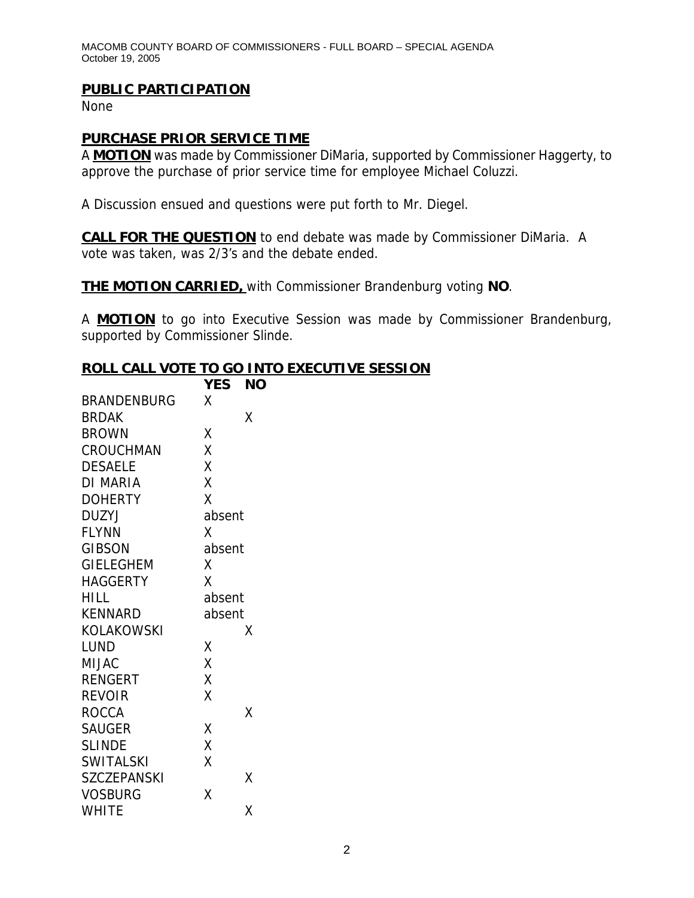## PUBLIC PARTICIPATION

None

## PURCHASE PRIOR SERVICE TIME

A **MOTION** was made by Commissioner DiMaria, supported by Commissioner Haggerty, to approve the purchase of prior service time for employee Michael Coluzzi.

A Discussion ensued and questions were put forth to Mr. Diegel.

**CALL FOR THE QUESTION** to end debate was made by Commissioner DiMaria. A vote was taken, was 2/3's and the debate ended.

**THE MOTION CARRIED,** with Commissioner Brandenburg voting **NO**.

A **MOTION** to go into Executive Session was made by Commissioner Brandenburg, supported by Commissioner Slinde.

## ROLL CALL VOTE TO GO INTO EXECUTIVE SESSION

| | YES | NO |
|---|---|---|
| BRANDENBURG | X | |
| BRDAK | | X |
| BROWN | X | |
| CROUCHMAN | X | |
| DESAELE | X | |
| DI MARIA | X | |
| DOHERTY | X | |
| DUZYJ | absent | |
| FLYNN | X | |
| GIBSON | absent | |
| GIELEGHEM | X | |
| HAGGERTY | X | |
| HILL | absent | |
| KENNARD | absent | |
| KOLAKOWSKI | | X |
| LUND | X | |
| MIJAC | X | |
| RENGERT | X | |
| REVOIR | X | |
| ROCCA | | X |
| SAUGER | X | |
| SLINDE | X | |
| SWITALSKI | X | |
| SZCZEPANSKI | | X |
| VOSBURG | X | |
| WHITE | | X |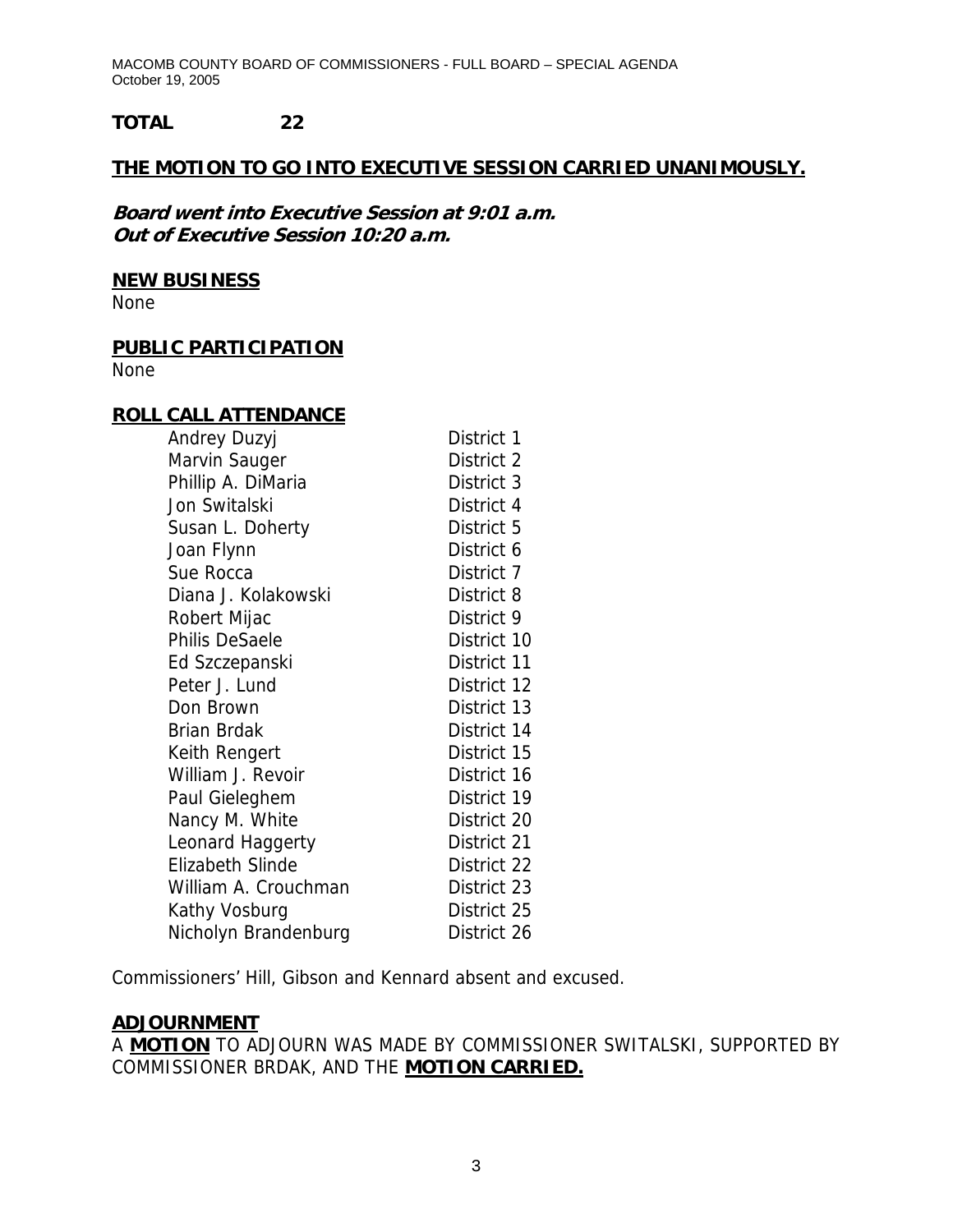**TOTAL 22**

**THE MOTION TO GO INTO EXECUTIVE SESSION CARRIED UNANIMOUSLY.**

***Board went into Executive Session at 9:01 a.m.***
***Out of Executive Session 10:20 a.m.***

**NEW BUSINESS**
None

**PUBLIC PARTICIPATION**
None

**ROLL CALL ATTENDANCE**

| | |
|---|---|
| Andrey Duzyj | District 1 |
| Marvin Sauger | District 2 |
| Phillip A. DiMaria | District 3 |
| Jon Switalski | District 4 |
| Susan L. Doherty | District 5 |
| Joan Flynn | District 6 |
| Sue Rocca | District 7 |
| Diana J. Kolakowski | District 8 |
| Robert Mijac | District 9 |
| Philis DeSaele | District 10 |
| Ed Szczepanski | District 11 |
| Peter J. Lund | District 12 |
| Don Brown | District 13 |
| Brian Brdak | District 14 |
| Keith Rengert | District 15 |
| William J. Revoir | District 16 |
| Paul Gieleghem | District 19 |
| Nancy M. White | District 20 |
| Leonard Haggerty | District 21 |
| Elizabeth Slinde | District 22 |
| William A. Crouchman | District 23 |
| Kathy Vosburg | District 25 |
| Nicholyn Brandenburg | District 26 |

Commissioners' Hill, Gibson and Kennard absent and excused.

**ADJOURNMENT**
A **MOTION** TO ADJOURN WAS MADE BY COMMISSIONER SWITALSKI, SUPPORTED BY COMMISSIONER BRDAK, AND THE **MOTION CARRIED.**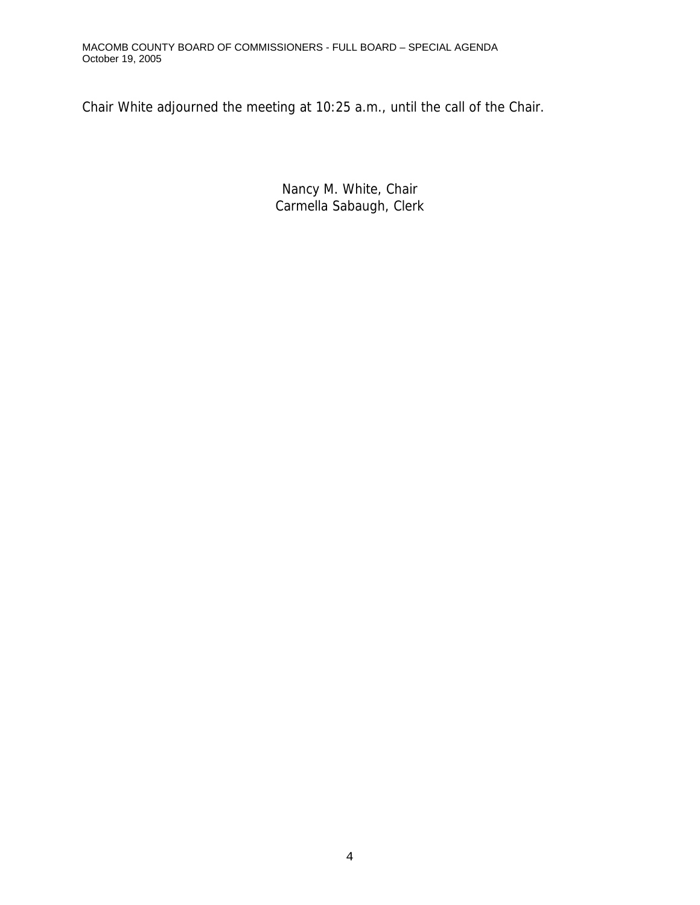Chair White adjourned the meeting at 10:25 a.m., until the call of the Chair.

Nancy M. White, Chair
Carmella Sabaugh, Clerk